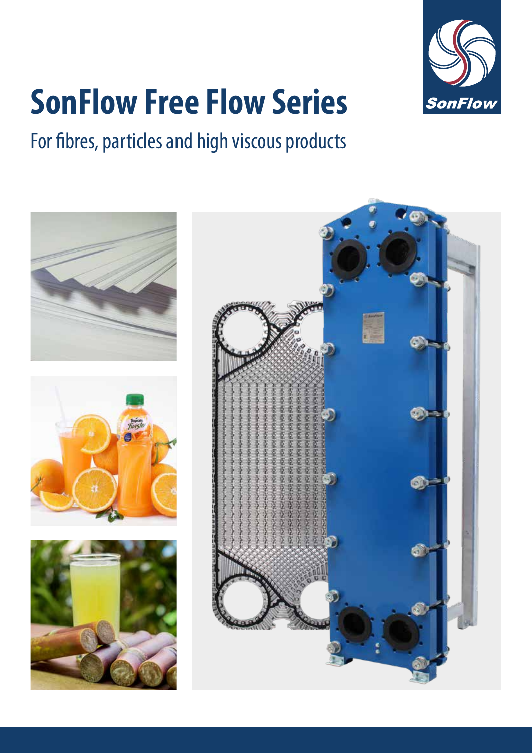# SonFlow Free Flow Series

For fibres, particles and high viscous products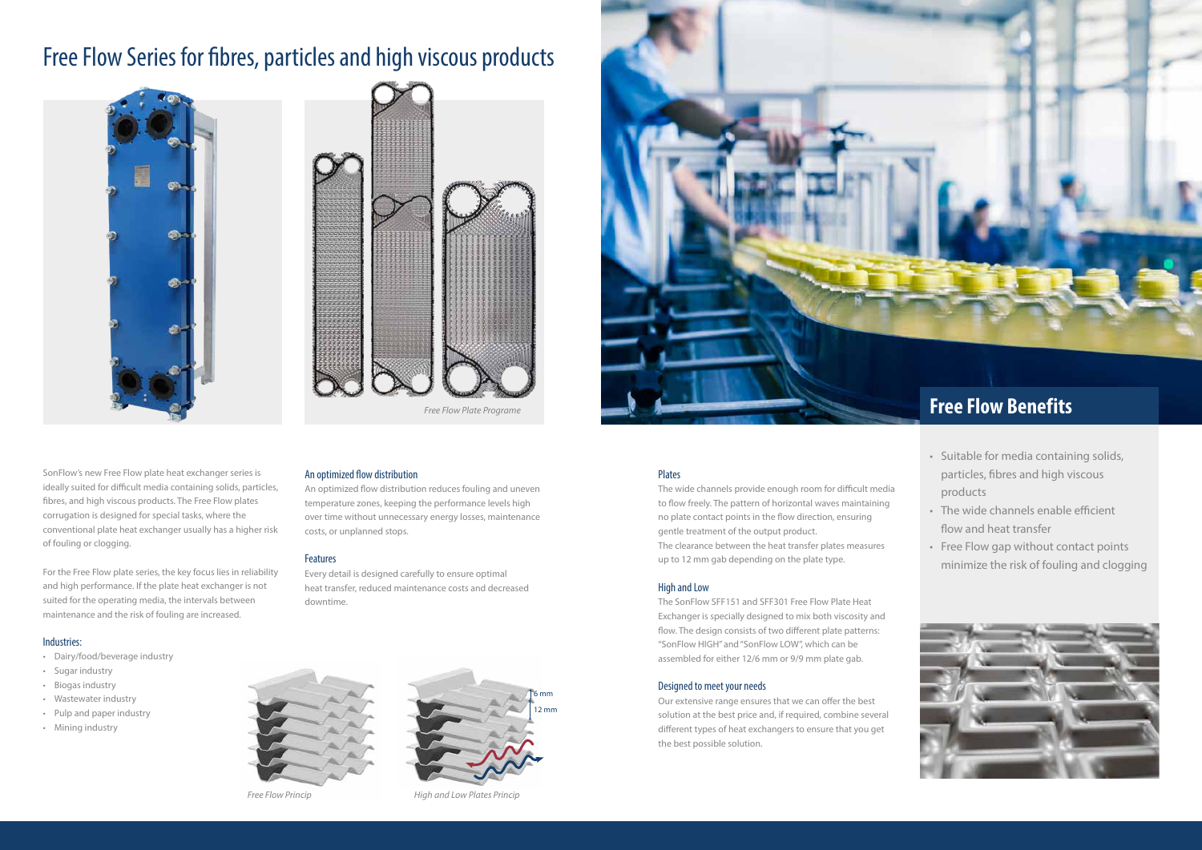# Free Flow Series for fibres, particles and high viscous products

*Free Flow Plate Programe*

SonFlow's new Free Flow plate heat exchanger series is ideally suited for difficult media containing solids, particles, fibres, and high viscous products. The Free Flow plates corrugation is designed for special tasks, where the conventional plate heat exchanger usually has a higher risk of fouling or clogging.

For the Free Flow plate series, the key focus lies in reliability and high performance. If the plate heat exchanger is not suited for the operating media, the intervals between maintenance and the risk of fouling are increased.

### Industries:

- Dairy/food/beverage industry
- Sugar industry
- Biogas industry
- Wastewater industry
- Pulp and paper industry
- Mining industry

### An optimized flow distribution

An optimized flow distribution reduces fouling and uneven temperature zones, keeping the performance levels high over time without unnecessary energy losses, maintenance costs, or unplanned stops.

### Features

Every detail is designed carefully to ensure optimal heat transfer, reduced maintenance costs and decreased downtime.

*Free Flow Princip*

6 mm

12 mm

*High and Low Plates Princip*

### Plates

The wide channels provide enough room for difficult media to flow freely. The pattern of horizontal waves maintaining no plate contact points in the flow direction, ensuring gentle treatment of the output product.
The clearance between the heat transfer plates measures up to 12 mm gab depending on the plate type.

### High and Low

The SonFlow SFF151 and SFF301 Free Flow Plate Heat Exchanger is specially designed to mix both viscosity and flow. The design consists of two different plate patterns: "SonFlow HIGH" and "SonFlow LOW", which can be assembled for either 12/6 mm or 9/9 mm plate gab.

### Designed to meet your needs

Our extensive range ensures that we can offer the best solution at the best price and, if required, combine several different types of heat exchangers to ensure that you get the best possible solution.

## Free Flow Benefits

- Suitable for media containing solids, particles, fibres and high viscous products
- The wide channels enable efficient flow and heat transfer
- Free Flow gap without contact points minimize the risk of fouling and clogging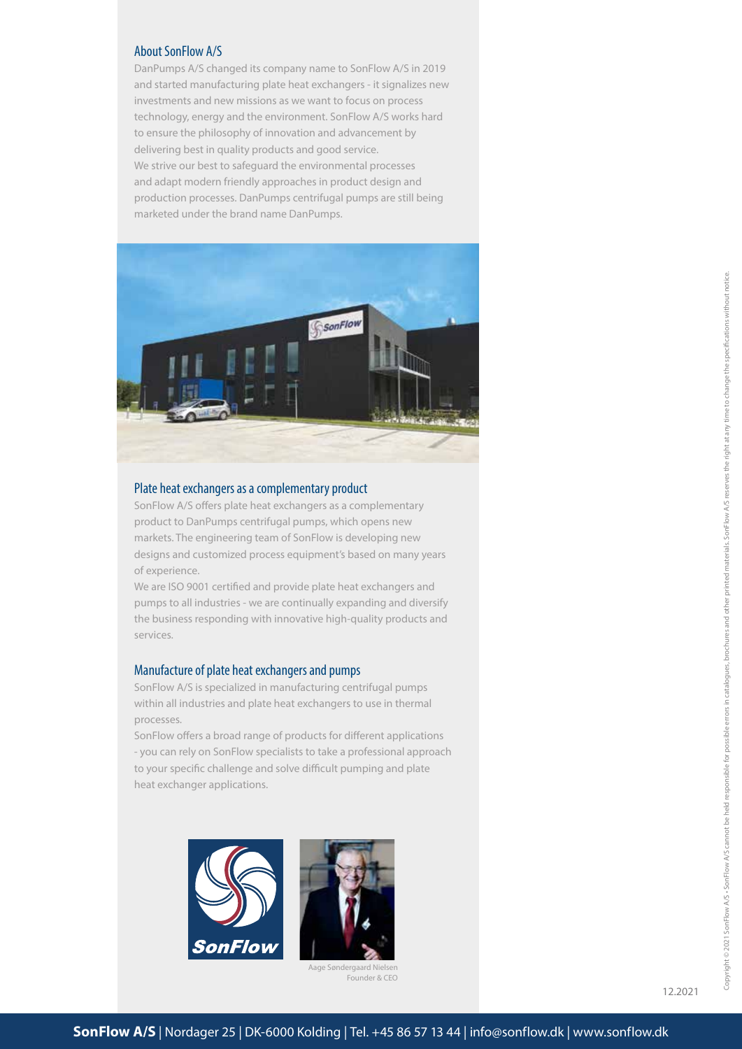## About SonFlow A/S

DanPumps A/S changed its company name to SonFlow A/S in 2019 and started manufacturing plate heat exchangers - it signalizes new investments and new missions as we want to focus on process technology, energy and the environment. SonFlow A/S works hard to ensure the philosophy of innovation and advancement by delivering best in quality products and good service.
We strive our best to safeguard the environmental processes and adapt modern friendly approaches in product design and production processes. DanPumps centrifugal pumps are still being marketed under the brand name DanPumps.

## Plate heat exchangers as a complementary product

SonFlow A/S offers plate heat exchangers as a complementary product to DanPumps centrifugal pumps, which opens new markets. The engineering team of SonFlow is developing new designs and customized process equipment's based on many years of experience.
We are ISO 9001 certified and provide plate heat exchangers and pumps to all industries - we are continually expanding and diversify the business responding with innovative high-quality products and services.

## Manufacture of plate heat exchangers and pumps

SonFlow A/S is specialized in manufacturing centrifugal pumps within all industries and plate heat exchangers to use in thermal processes.
SonFlow offers a broad range of products for different applications - you can rely on SonFlow specialists to take a professional approach to your specific challenge and solve difficult pumping and plate heat exchanger applications.

SonFlow

Aage Søndergaard Nielsen
Founder & CEO

Copyright © 2021 SonFlow A/S • SonFlow A/S cannot be held responsible for possible errors in catalogues, brochures and other printed materials. SonFlow A/S reserves the right at any time to change the specifications without notice.

12.2021

**SonFlow A/S** | Nordager 25 | DK-6000 Kolding | Tel. +45 86 57 13 44 | info@sonflow.dk | www.sonflow.dk